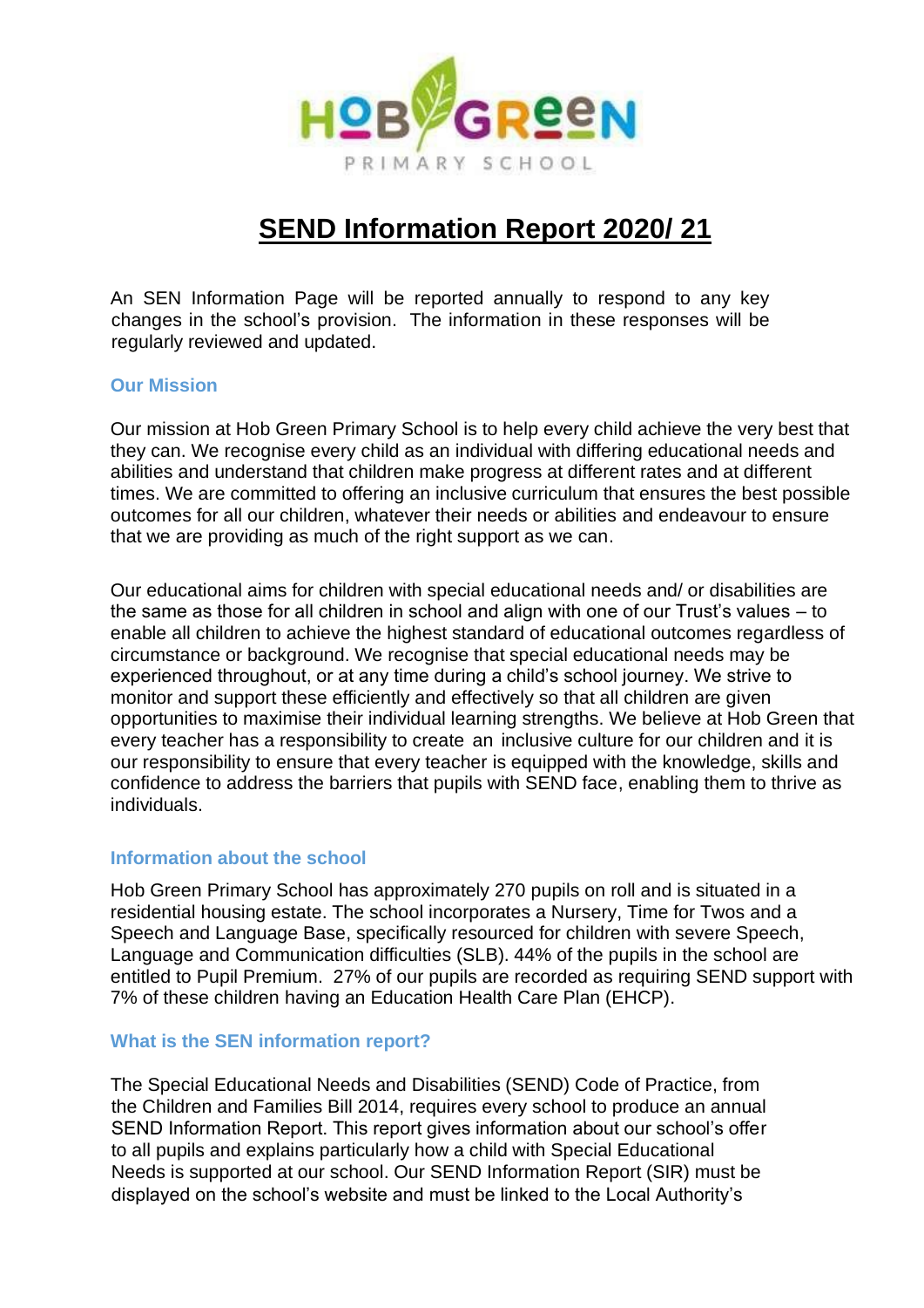HOB GREEN PRIMARY SCHOOL

# SEND Information Report 2020/ 21

An SEN Information Page will be reported annually to respond to any key changes in the school's provision. The information in these responses will be regularly reviewed and updated.

## Our Mission

Our mission at Hob Green Primary School is to help every child achieve the very best that they can. We recognise every child as an individual with differing educational needs and abilities and understand that children make progress at different rates and at different times. We are committed to offering an inclusive curriculum that ensures the best possible outcomes for all our children, whatever their needs or abilities and endeavour to ensure that we are providing as much of the right support as we can.

Our educational aims for children with special educational needs and/ or disabilities are the same as those for all children in school and align with one of our Trust's values – to enable all children to achieve the highest standard of educational outcomes regardless of circumstance or background. We recognise that special educational needs may be experienced throughout, or at any time during a child's school journey. We strive to monitor and support these efficiently and effectively so that all children are given opportunities to maximise their individual learning strengths. We believe at Hob Green that every teacher has a responsibility to create an inclusive culture for our children and it is our responsibility to ensure that every teacher is equipped with the knowledge, skills and confidence to address the barriers that pupils with SEND face, enabling them to thrive as individuals.

## Information about the school

Hob Green Primary School has approximately 270 pupils on roll and is situated in a residential housing estate. The school incorporates a Nursery, Time for Twos and a Speech and Language Base, specifically resourced for children with severe Speech, Language and Communication difficulties (SLB). 44% of the pupils in the school are entitled to Pupil Premium. 27% of our pupils are recorded as requiring SEND support with 7% of these children having an Education Health Care Plan (EHCP).

## What is the SEN information report?

The Special Educational Needs and Disabilities (SEND) Code of Practice, from the Children and Families Bill 2014, requires every school to produce an annual SEND Information Report. This report gives information about our school's offer to all pupils and explains particularly how a child with Special Educational Needs is supported at our school. Our SEND Information Report (SIR) must be displayed on the school's website and must be linked to the Local Authority's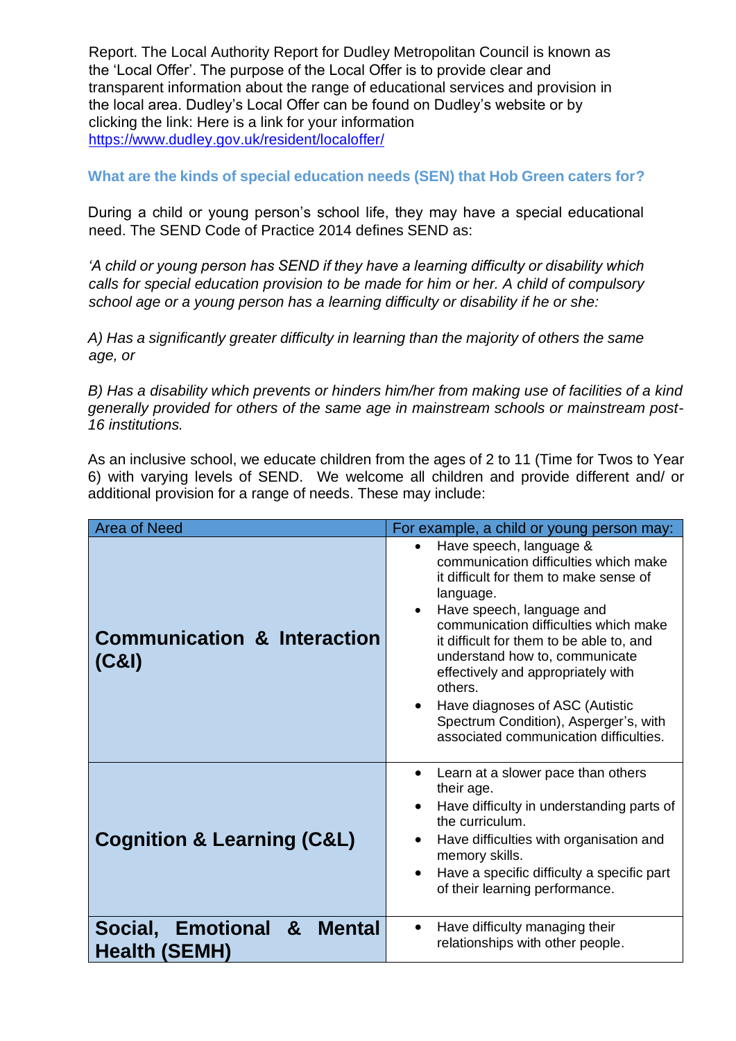Report. The Local Authority Report for Dudley Metropolitan Council is known as the 'Local Offer'. The purpose of the Local Offer is to provide clear and transparent information about the range of educational services and provision in the local area. Dudley's Local Offer can be found on Dudley's website or by clicking the link: Here is a link for your information https://www.dudley.gov.uk/resident/localoffer/

## What are the kinds of special education needs (SEN) that Hob Green caters for?

During a child or young person's school life, they may have a special educational need. The SEND Code of Practice 2014 defines SEND as:

*'A child or young person has SEND if they have a learning difficulty or disability which calls for special education provision to be made for him or her. A child of compulsory school age or a young person has a learning difficulty or disability if he or she:*

*A) Has a significantly greater difficulty in learning than the majority of others the same age, or*

*B) Has a disability which prevents or hinders him/her from making use of facilities of a kind generally provided for others of the same age in mainstream schools or mainstream post-16 institutions.*

As an inclusive school, we educate children from the ages of 2 to 11 (Time for Twos to Year 6) with varying levels of SEND. We welcome all children and provide different and/ or additional provision for a range of needs. These may include:

| Area of Need | For example, a child or young person may: |
|---|---|
| **Communication & Interaction (C&I)** | • Have speech, language & communication difficulties which make it difficult for them to make sense of language.<br>• Have speech, language and communication difficulties which make it difficult for them to be able to, and understand how to, communicate effectively and appropriately with others.<br>• Have diagnoses of ASC (Autistic Spectrum Condition), Asperger's, with associated communication difficulties. |
| **Cognition & Learning (C&L)** | • Learn at a slower pace than others their age.<br>• Have difficulty in understanding parts of the curriculum.<br>• Have difficulties with organisation and memory skills.<br>• Have a specific difficulty a specific part of their learning performance. |
| **Social, Emotional & Mental Health (SEMH)** | • Have difficulty managing their relationships with other people. |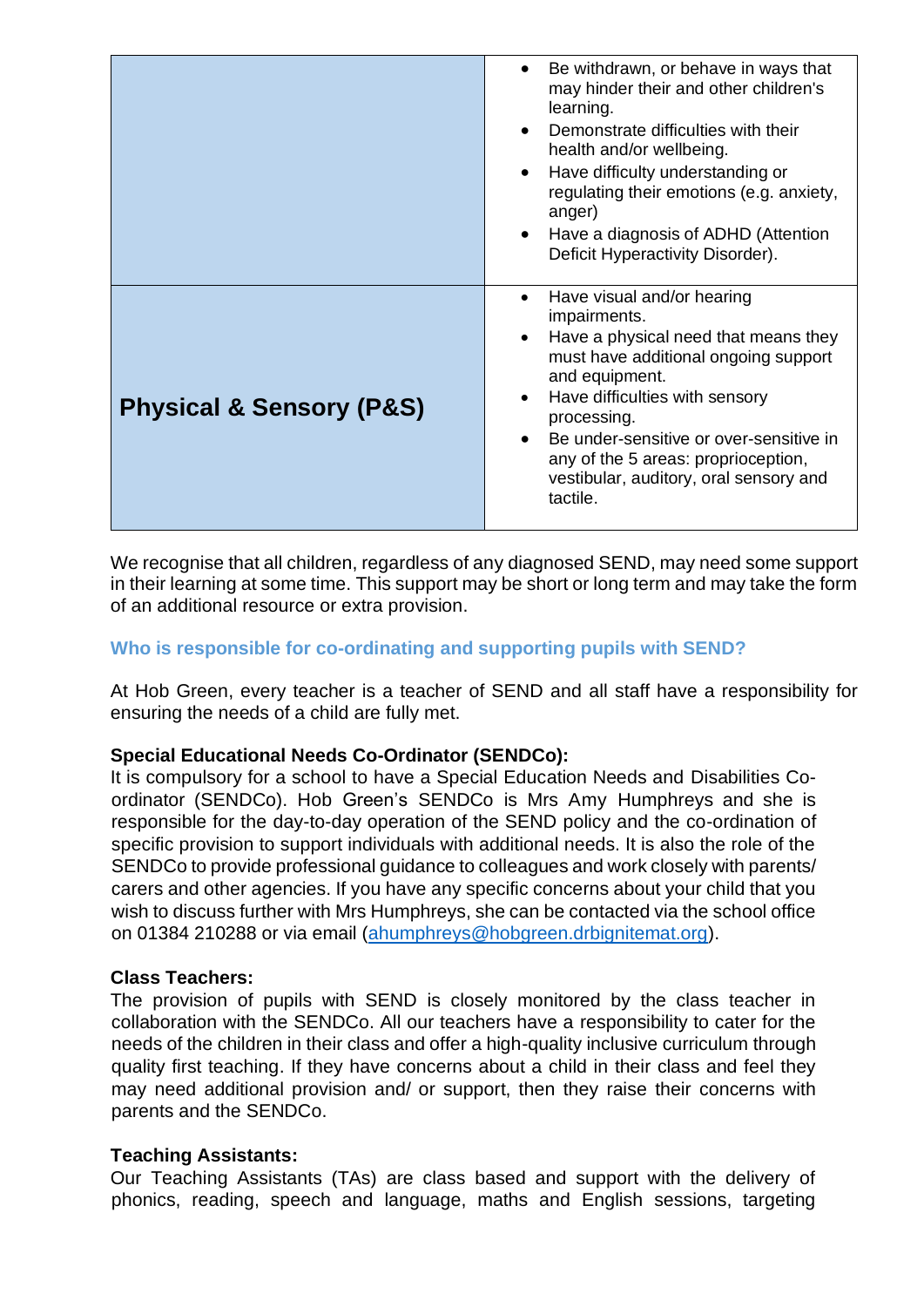| | |
|---|---|
| | • Be withdrawn, or behave in ways that may hinder their and other children's learning.<br>• Demonstrate difficulties with their health and/or wellbeing.<br>• Have difficulty understanding or regulating their emotions (e.g. anxiety, anger)<br>• Have a diagnosis of ADHD (Attention Deficit Hyperactivity Disorder). |
| **Physical & Sensory (P&S)** | • Have visual and/or hearing impairments.<br>• Have a physical need that means they must have additional ongoing support and equipment.<br>• Have difficulties with sensory processing.<br>• Be under-sensitive or over-sensitive in any of the 5 areas: proprioception, vestibular, auditory, oral sensory and tactile. |

We recognise that all children, regardless of any diagnosed SEND, may need some support in their learning at some time. This support may be short or long term and may take the form of an additional resource or extra provision.

### Who is responsible for co-ordinating and supporting pupils with SEND?

At Hob Green, every teacher is a teacher of SEND and all staff have a responsibility for ensuring the needs of a child are fully met.

**Special Educational Needs Co-Ordinator (SENDCo):**
It is compulsory for a school to have a Special Education Needs and Disabilities Co-ordinator (SENDCo). Hob Green's SENDCo is Mrs Amy Humphreys and she is responsible for the day-to-day operation of the SEND policy and the co-ordination of specific provision to support individuals with additional needs. It is also the role of the SENDCo to provide professional guidance to colleagues and work closely with parents/ carers and other agencies. If you have any specific concerns about your child that you wish to discuss further with Mrs Humphreys, she can be contacted via the school office on 01384 210288 or via email (ahumphreys@hobgreen.drbignitemat.org).

**Class Teachers:**
The provision of pupils with SEND is closely monitored by the class teacher in collaboration with the SENDCo. All our teachers have a responsibility to cater for the needs of the children in their class and offer a high-quality inclusive curriculum through quality first teaching. If they have concerns about a child in their class and feel they may need additional provision and/ or support, then they raise their concerns with parents and the SENDCo.

**Teaching Assistants:**
Our Teaching Assistants (TAs) are class based and support with the delivery of phonics, reading, speech and language, maths and English sessions, targeting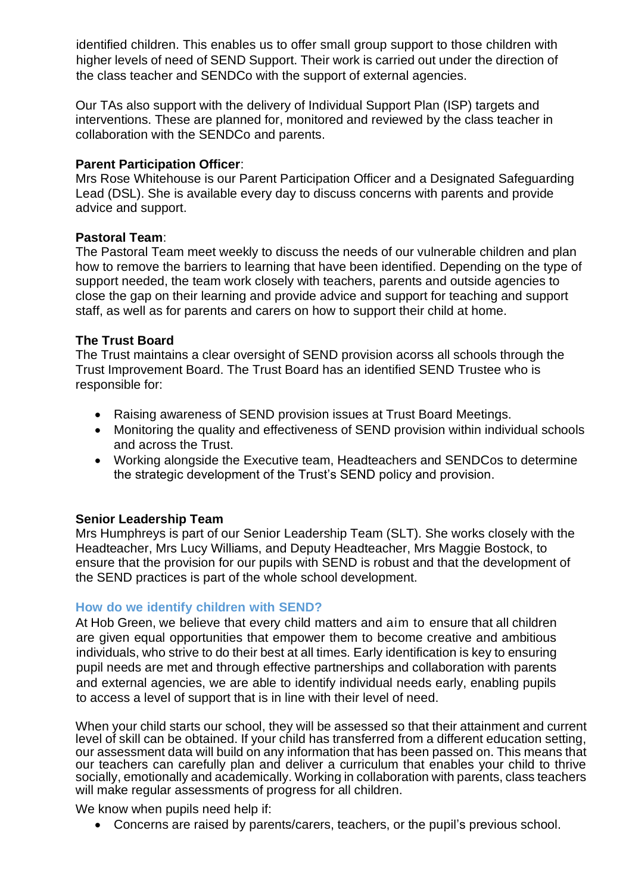identified children. This enables us to offer small group support to those children with higher levels of need of SEND Support. Their work is carried out under the direction of the class teacher and SENDCo with the support of external agencies.

Our TAs also support with the delivery of Individual Support Plan (ISP) targets and interventions. These are planned for, monitored and reviewed by the class teacher in collaboration with the SENDCo and parents.

**Parent Participation Officer**:
Mrs Rose Whitehouse is our Parent Participation Officer and a Designated Safeguarding Lead (DSL). She is available every day to discuss concerns with parents and provide advice and support.

**Pastoral Team**:
The Pastoral Team meet weekly to discuss the needs of our vulnerable children and plan how to remove the barriers to learning that have been identified. Depending on the type of support needed, the team work closely with teachers, parents and outside agencies to close the gap on their learning and provide advice and support for teaching and support staff, as well as for parents and carers on how to support their child at home.

**The Trust Board**
The Trust maintains a clear oversight of SEND provision acorss all schools through the Trust Improvement Board. The Trust Board has an identified SEND Trustee who is responsible for:

- Raising awareness of SEND provision issues at Trust Board Meetings.
- Monitoring the quality and effectiveness of SEND provision within individual schools and across the Trust.
- Working alongside the Executive team, Headteachers and SENDCos to determine the strategic development of the Trust's SEND policy and provision.

**Senior Leadership Team**
Mrs Humphreys is part of our Senior Leadership Team (SLT). She works closely with the Headteacher, Mrs Lucy Williams, and Deputy Headteacher, Mrs Maggie Bostock, to ensure that the provision for our pupils with SEND is robust and that the development of the SEND practices is part of the whole school development.

### How do we identify children with SEND?

At Hob Green, we believe that every child matters and aim to ensure that all children are given equal opportunities that empower them to become creative and ambitious individuals, who strive to do their best at all times. Early identification is key to ensuring pupil needs are met and through effective partnerships and collaboration with parents and external agencies, we are able to identify individual needs early, enabling pupils to access a level of support that is in line with their level of need.

When your child starts our school, they will be assessed so that their attainment and current level of skill can be obtained. If your child has transferred from a different education setting, our assessment data will build on any information that has been passed on. This means that our teachers can carefully plan and deliver a curriculum that enables your child to thrive socially, emotionally and academically. Working in collaboration with parents, class teachers will make regular assessments of progress for all children.

We know when pupils need help if:

- Concerns are raised by parents/carers, teachers, or the pupil's previous school.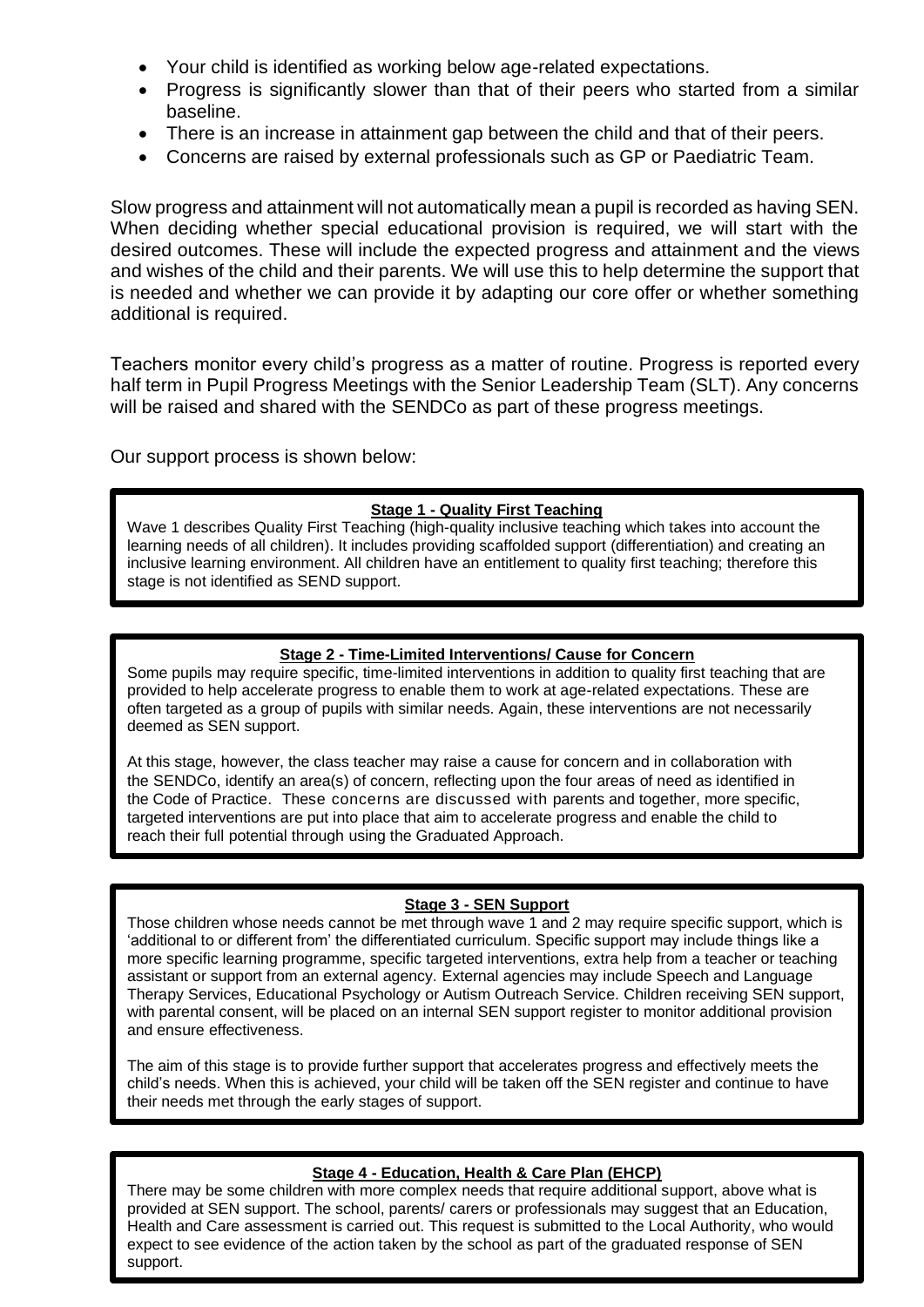- Your child is identified as working below age-related expectations.
- Progress is significantly slower than that of their peers who started from a similar baseline.
- There is an increase in attainment gap between the child and that of their peers.
- Concerns are raised by external professionals such as GP or Paediatric Team.

Slow progress and attainment will not automatically mean a pupil is recorded as having SEN. When deciding whether special educational provision is required, we will start with the desired outcomes. These will include the expected progress and attainment and the views and wishes of the child and their parents. We will use this to help determine the support that is needed and whether we can provide it by adapting our core offer or whether something additional is required.

Teachers monitor every child's progress as a matter of routine. Progress is reported every half term in Pupil Progress Meetings with the Senior Leadership Team (SLT). Any concerns will be raised and shared with the SENDCo as part of these progress meetings.

Our support process is shown below:

**Stage 1 - Quality First Teaching**

Wave 1 describes Quality First Teaching (high-quality inclusive teaching which takes into account the learning needs of all children). It includes providing scaffolded support (differentiation) and creating an inclusive learning environment. All children have an entitlement to quality first teaching; therefore this stage is not identified as SEND support.

**Stage 2 - Time-Limited Interventions/ Cause for Concern**

Some pupils may require specific, time-limited interventions in addition to quality first teaching that are provided to help accelerate progress to enable them to work at age-related expectations. These are often targeted as a group of pupils with similar needs. Again, these interventions are not necessarily deemed as SEN support.

At this stage, however, the class teacher may raise a cause for concern and in collaboration with the SENDCo, identify an area(s) of concern, reflecting upon the four areas of need as identified in the Code of Practice. These concerns are discussed with parents and together, more specific, targeted interventions are put into place that aim to accelerate progress and enable the child to reach their full potential through using the Graduated Approach.

**Stage 3 - SEN Support**

Those children whose needs cannot be met through wave 1 and 2 may require specific support, which is 'additional to or different from' the differentiated curriculum. Specific support may include things like a more specific learning programme, specific targeted interventions, extra help from a teacher or teaching assistant or support from an external agency. External agencies may include Speech and Language Therapy Services, Educational Psychology or Autism Outreach Service. Children receiving SEN support, with parental consent, will be placed on an internal SEN support register to monitor additional provision and ensure effectiveness.

The aim of this stage is to provide further support that accelerates progress and effectively meets the child's needs. When this is achieved, your child will be taken off the SEN register and continue to have their needs met through the early stages of support.

**Stage 4 - Education, Health & Care Plan (EHCP)**

There may be some children with more complex needs that require additional support, above what is provided at SEN support. The school, parents/ carers or professionals may suggest that an Education, Health and Care assessment is carried out. This request is submitted to the Local Authority, who would expect to see evidence of the action taken by the school as part of the graduated response of SEN support.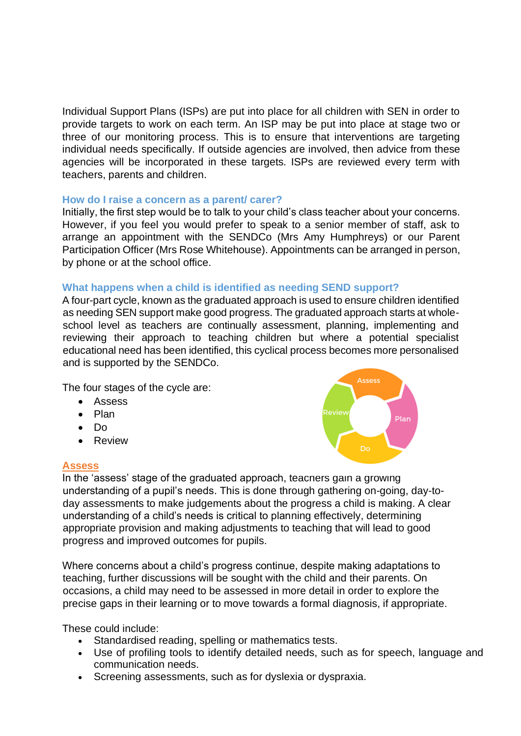Individual Support Plans (ISPs) are put into place for all children with SEN in order to provide targets to work on each term. An ISP may be put into place at stage two or three of our monitoring process. This is to ensure that interventions are targeting individual needs specifically. If outside agencies are involved, then advice from these agencies will be incorporated in these targets. ISPs are reviewed every term with teachers, parents and children.

### How do I raise a concern as a parent/ carer?

Initially, the first step would be to talk to your child's class teacher about your concerns. However, if you feel you would prefer to speak to a senior member of staff, ask to arrange an appointment with the SENDCo (Mrs Amy Humphreys) or our Parent Participation Officer (Mrs Rose Whitehouse). Appointments can be arranged in person, by phone or at the school office.

### What happens when a child is identified as needing SEND support?

A four-part cycle, known as the graduated approach is used to ensure children identified as needing SEN support make good progress. The graduated approach starts at whole-school level as teachers are continually assessment, planning, implementing and reviewing their approach to teaching children but where a potential specialist educational need has been identified, this cyclical process becomes more personalised and is supported by the SENDCo.

The four stages of the cycle are:

- Assess
- Plan
- Do
- Review

### Assess

In the 'assess' stage of the graduated approach, teachers gain a growing understanding of a pupil's needs. This is done through gathering on-going, day-to-day assessments to make judgements about the progress a child is making. A clear understanding of a child's needs is critical to planning effectively, determining appropriate provision and making adjustments to teaching that will lead to good progress and improved outcomes for pupils.

Where concerns about a child's progress continue, despite making adaptations to teaching, further discussions will be sought with the child and their parents. On occasions, a child may need to be assessed in more detail in order to explore the precise gaps in their learning or to move towards a formal diagnosis, if appropriate.

These could include:

- Standardised reading, spelling or mathematics tests.
- Use of profiling tools to identify detailed needs, such as for speech, language and communication needs.
- Screening assessments, such as for dyslexia or dyspraxia.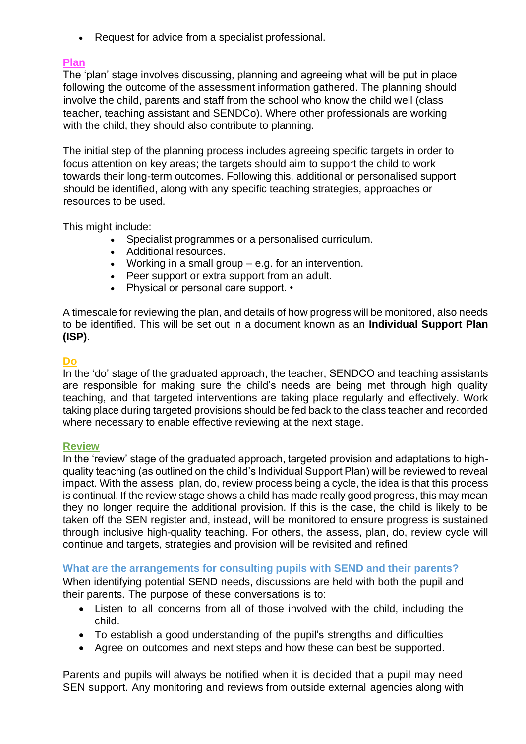- Request for advice from a specialist professional.

### Plan

The 'plan' stage involves discussing, planning and agreeing what will be put in place following the outcome of the assessment information gathered. The planning should involve the child, parents and staff from the school who know the child well (class teacher, teaching assistant and SENDCo). Where other professionals are working with the child, they should also contribute to planning.

The initial step of the planning process includes agreeing specific targets in order to focus attention on key areas; the targets should aim to support the child to work towards their long-term outcomes. Following this, additional or personalised support should be identified, along with any specific teaching strategies, approaches or resources to be used.

This might include:

- Specialist programmes or a personalised curriculum.
- Additional resources.
- Working in a small group – e.g. for an intervention.
- Peer support or extra support from an adult.
- Physical or personal care support. •

A timescale for reviewing the plan, and details of how progress will be monitored, also needs to be identified. This will be set out in a document known as an **Individual Support Plan (ISP)**.

### Do

In the 'do' stage of the graduated approach, the teacher, SENDCO and teaching assistants are responsible for making sure the child's needs are being met through high quality teaching, and that targeted interventions are taking place regularly and effectively. Work taking place during targeted provisions should be fed back to the class teacher and recorded where necessary to enable effective reviewing at the next stage.

### Review

In the 'review' stage of the graduated approach, targeted provision and adaptations to high-quality teaching (as outlined on the child's Individual Support Plan) will be reviewed to reveal impact. With the assess, plan, do, review process being a cycle, the idea is that this process is continual. If the review stage shows a child has made really good progress, this may mean they no longer require the additional provision. If this is the case, the child is likely to be taken off the SEN register and, instead, will be monitored to ensure progress is sustained through inclusive high-quality teaching. For others, the assess, plan, do, review cycle will continue and targets, strategies and provision will be revisited and refined.

### What are the arrangements for consulting pupils with SEND and their parents?

When identifying potential SEND needs, discussions are held with both the pupil and their parents. The purpose of these conversations is to:

- Listen to all concerns from all of those involved with the child, including the child.
- To establish a good understanding of the pupil's strengths and difficulties
- Agree on outcomes and next steps and how these can best be supported.

Parents and pupils will always be notified when it is decided that a pupil may need SEN support. Any monitoring and reviews from outside external agencies along with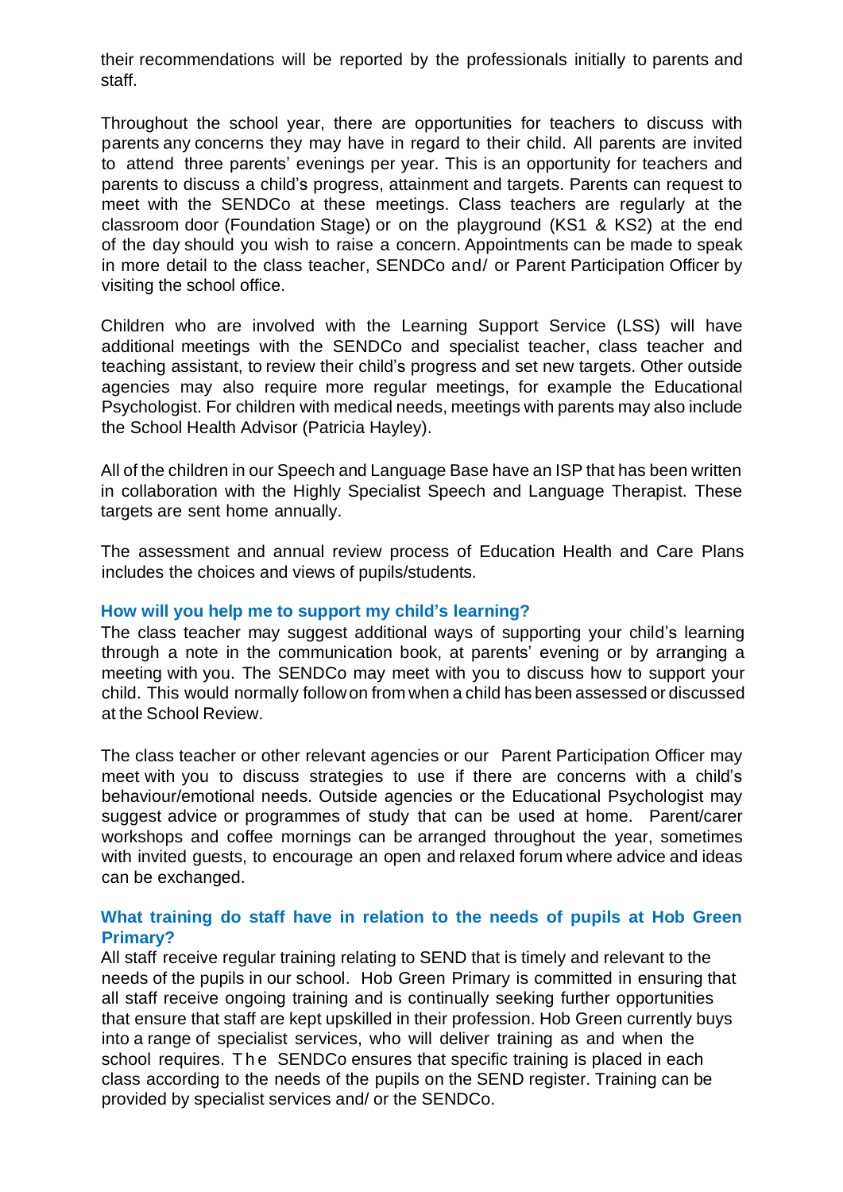their recommendations will be reported by the professionals initially to parents and staff.

Throughout the school year, there are opportunities for teachers to discuss with parents any concerns they may have in regard to their child. All parents are invited to attend three parents' evenings per year. This is an opportunity for teachers and parents to discuss a child's progress, attainment and targets. Parents can request to meet with the SENDCo at these meetings. Class teachers are regularly at the classroom door (Foundation Stage) or on the playground (KS1 & KS2) at the end of the day should you wish to raise a concern. Appointments can be made to speak in more detail to the class teacher, SENDCo and/ or Parent Participation Officer by visiting the school office.

Children who are involved with the Learning Support Service (LSS) will have additional meetings with the SENDCo and specialist teacher, class teacher and teaching assistant, to review their child's progress and set new targets. Other outside agencies may also require more regular meetings, for example the Educational Psychologist. For children with medical needs, meetings with parents may also include the School Health Advisor (Patricia Hayley).

All of the children in our Speech and Language Base have an ISP that has been written in collaboration with the Highly Specialist Speech and Language Therapist. These targets are sent home annually.

The assessment and annual review process of Education Health and Care Plans includes the choices and views of pupils/students.

### How will you help me to support my child's learning?

The class teacher may suggest additional ways of supporting your child's learning through a note in the communication book, at parents' evening or by arranging a meeting with you. The SENDCo may meet with you to discuss how to support your child. This would normally follow on from when a child has been assessed or discussed at the School Review.

The class teacher or other relevant agencies or our Parent Participation Officer may meet with you to discuss strategies to use if there are concerns with a child's behaviour/emotional needs. Outside agencies or the Educational Psychologist may suggest advice or programmes of study that can be used at home. Parent/carer workshops and coffee mornings can be arranged throughout the year, sometimes with invited guests, to encourage an open and relaxed forum where advice and ideas can be exchanged.

### What training do staff have in relation to the needs of pupils at Hob Green Primary?

All staff receive regular training relating to SEND that is timely and relevant to the needs of the pupils in our school. Hob Green Primary is committed in ensuring that all staff receive ongoing training and is continually seeking further opportunities that ensure that staff are kept upskilled in their profession. Hob Green currently buys into a range of specialist services, who will deliver training as and when the school requires. The SENDCo ensures that specific training is placed in each class according to the needs of the pupils on the SEND register. Training can be provided by specialist services and/ or the SENDCo.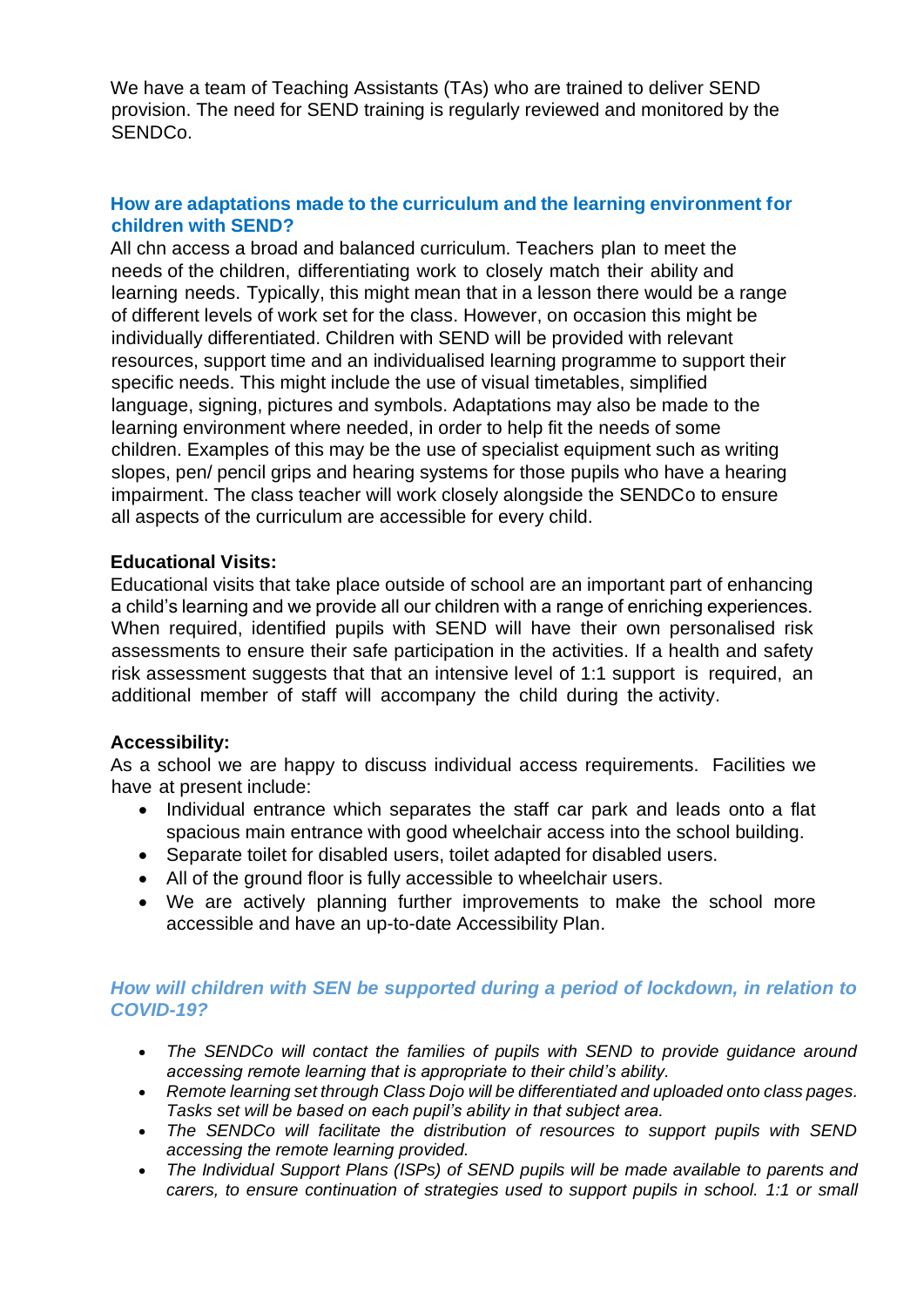We have a team of Teaching Assistants (TAs) who are trained to deliver SEND provision. The need for SEND training is regularly reviewed and monitored by the SENDCo.

### How are adaptations made to the curriculum and the learning environment for children with SEND?

All chn access a broad and balanced curriculum. Teachers plan to meet the needs of the children, differentiating work to closely match their ability and learning needs. Typically, this might mean that in a lesson there would be a range of different levels of work set for the class. However, on occasion this might be individually differentiated. Children with SEND will be provided with relevant resources, support time and an individualised learning programme to support their specific needs. This might include the use of visual timetables, simplified language, signing, pictures and symbols. Adaptations may also be made to the learning environment where needed, in order to help fit the needs of some children. Examples of this may be the use of specialist equipment such as writing slopes, pen/ pencil grips and hearing systems for those pupils who have a hearing impairment. The class teacher will work closely alongside the SENDCo to ensure all aspects of the curriculum are accessible for every child.

**Educational Visits:**

Educational visits that take place outside of school are an important part of enhancing a child's learning and we provide all our children with a range of enriching experiences. When required, identified pupils with SEND will have their own personalised risk assessments to ensure their safe participation in the activities. If a health and safety risk assessment suggests that that an intensive level of 1:1 support is required, an additional member of staff will accompany the child during the activity.

**Accessibility:**

As a school we are happy to discuss individual access requirements. Facilities we have at present include:

- Individual entrance which separates the staff car park and leads onto a flat spacious main entrance with good wheelchair access into the school building.
- Separate toilet for disabled users, toilet adapted for disabled users.
- All of the ground floor is fully accessible to wheelchair users.
- We are actively planning further improvements to make the school more accessible and have an up-to-date Accessibility Plan.

### *How will children with SEN be supported during a period of lockdown, in relation to COVID-19?*

- *The SENDCo will contact the families of pupils with SEND to provide guidance around accessing remote learning that is appropriate to their child's ability.*
- *Remote learning set through Class Dojo will be differentiated and uploaded onto class pages. Tasks set will be based on each pupil's ability in that subject area.*
- *The SENDCo will facilitate the distribution of resources to support pupils with SEND accessing the remote learning provided.*
- *The Individual Support Plans (ISPs) of SEND pupils will be made available to parents and carers, to ensure continuation of strategies used to support pupils in school. 1:1 or small*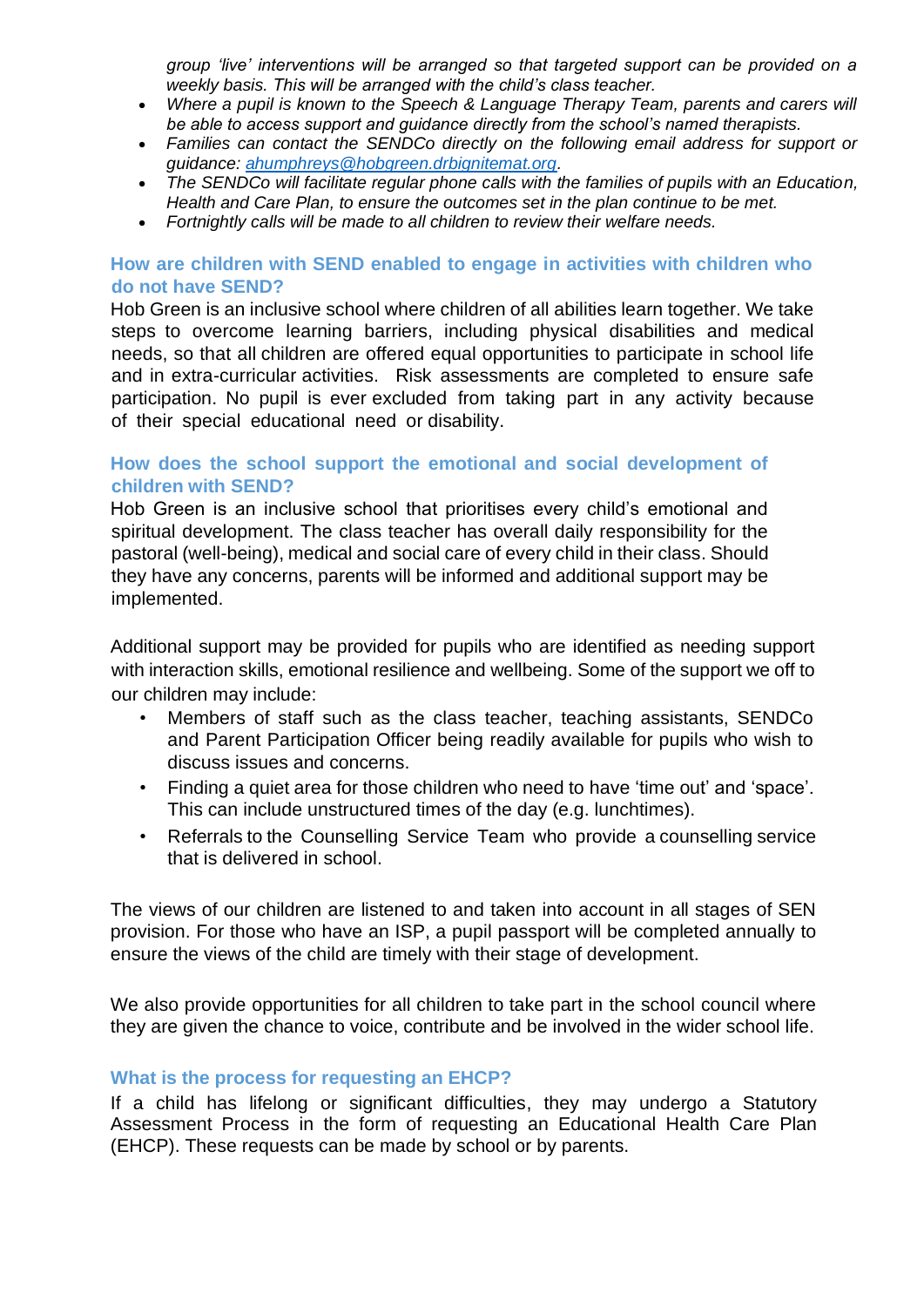*group 'live' interventions will be arranged so that targeted support can be provided on a weekly basis. This will be arranged with the child's class teacher.*

- *Where a pupil is known to the Speech & Language Therapy Team, parents and carers will be able to access support and guidance directly from the school's named therapists.*
- *Families can contact the SENDCo directly on the following email address for support or guidance: [ahumphreys@hobgreen.drbignitemat.org](mailto:ahumphreys@hobgreen.drbignitemat.org).*
- *The SENDCo will facilitate regular phone calls with the families of pupils with an Education, Health and Care Plan, to ensure the outcomes set in the plan continue to be met.*
- *Fortnightly calls will be made to all children to review their welfare needs.*

## How are children with SEND enabled to engage in activities with children who do not have SEND?

Hob Green is an inclusive school where children of all abilities learn together. We take steps to overcome learning barriers, including physical disabilities and medical needs, so that all children are offered equal opportunities to participate in school life and in extra-curricular activities. Risk assessments are completed to ensure safe participation. No pupil is ever excluded from taking part in any activity because of their special educational need or disability.

## How does the school support the emotional and social development of children with SEND?

Hob Green is an inclusive school that prioritises every child's emotional and spiritual development. The class teacher has overall daily responsibility for the pastoral (well-being), medical and social care of every child in their class. Should they have any concerns, parents will be informed and additional support may be implemented.

Additional support may be provided for pupils who are identified as needing support with interaction skills, emotional resilience and wellbeing. Some of the support we off to our children may include:

- Members of staff such as the class teacher, teaching assistants, SENDCo and Parent Participation Officer being readily available for pupils who wish to discuss issues and concerns.
- Finding a quiet area for those children who need to have 'time out' and 'space'. This can include unstructured times of the day (e.g. lunchtimes).
- Referrals to the Counselling Service Team who provide a counselling service that is delivered in school.

The views of our children are listened to and taken into account in all stages of SEN provision. For those who have an ISP, a pupil passport will be completed annually to ensure the views of the child are timely with their stage of development.

We also provide opportunities for all children to take part in the school council where they are given the chance to voice, contribute and be involved in the wider school life.

## What is the process for requesting an EHCP?

If a child has lifelong or significant difficulties, they may undergo a Statutory Assessment Process in the form of requesting an Educational Health Care Plan (EHCP). These requests can be made by school or by parents.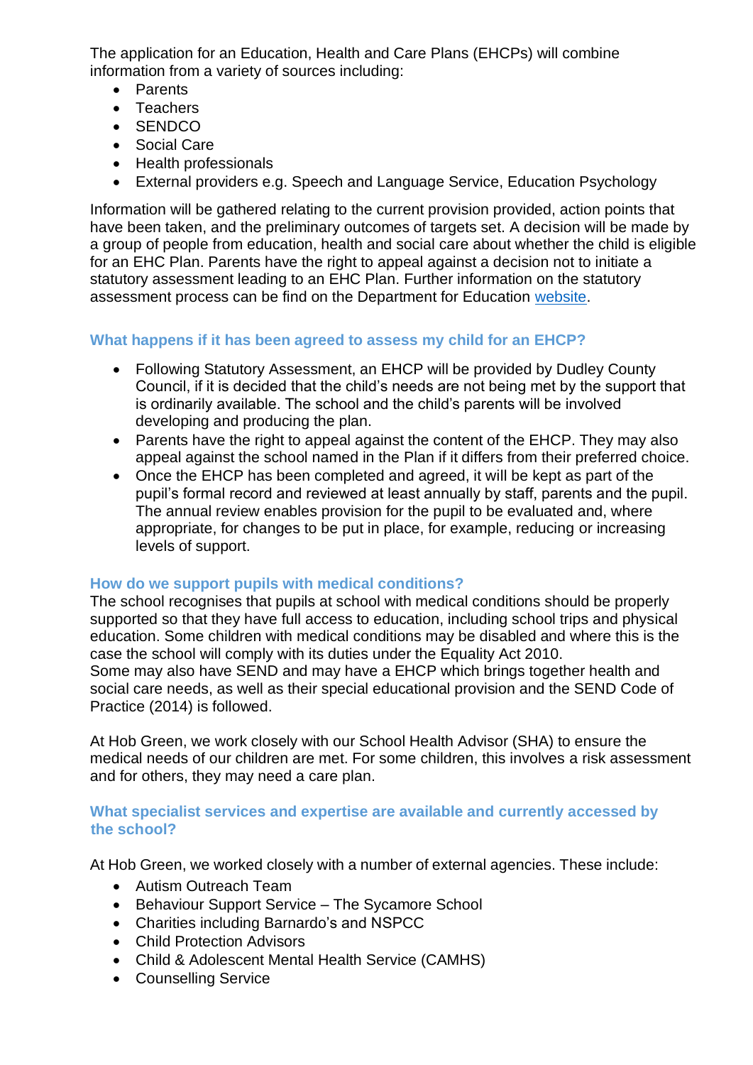The application for an Education, Health and Care Plans (EHCPs) will combine information from a variety of sources including:

- Parents
- Teachers
- SENDCO
- Social Care
- Health professionals
- External providers e.g. Speech and Language Service, Education Psychology

Information will be gathered relating to the current provision provided, action points that have been taken, and the preliminary outcomes of targets set. A decision will be made by a group of people from education, health and social care about whether the child is eligible for an EHC Plan. Parents have the right to appeal against a decision not to initiate a statutory assessment leading to an EHC Plan. Further information on the statutory assessment process can be find on the Department for Education website.

### What happens if it has been agreed to assess my child for an EHCP?

- Following Statutory Assessment, an EHCP will be provided by Dudley County Council, if it is decided that the child's needs are not being met by the support that is ordinarily available. The school and the child's parents will be involved developing and producing the plan.
- Parents have the right to appeal against the content of the EHCP. They may also appeal against the school named in the Plan if it differs from their preferred choice.
- Once the EHCP has been completed and agreed, it will be kept as part of the pupil's formal record and reviewed at least annually by staff, parents and the pupil. The annual review enables provision for the pupil to be evaluated and, where appropriate, for changes to be put in place, for example, reducing or increasing levels of support.

### How do we support pupils with medical conditions?

The school recognises that pupils at school with medical conditions should be properly supported so that they have full access to education, including school trips and physical education. Some children with medical conditions may be disabled and where this is the case the school will comply with its duties under the Equality Act 2010.
Some may also have SEND and may have a EHCP which brings together health and social care needs, as well as their special educational provision and the SEND Code of Practice (2014) is followed.

At Hob Green, we work closely with our School Health Advisor (SHA) to ensure the medical needs of our children are met. For some children, this involves a risk assessment and for others, they may need a care plan.

### What specialist services and expertise are available and currently accessed by the school?

At Hob Green, we worked closely with a number of external agencies. These include:

- Autism Outreach Team
- Behaviour Support Service – The Sycamore School
- Charities including Barnardo's and NSPCC
- Child Protection Advisors
- Child & Adolescent Mental Health Service (CAMHS)
- Counselling Service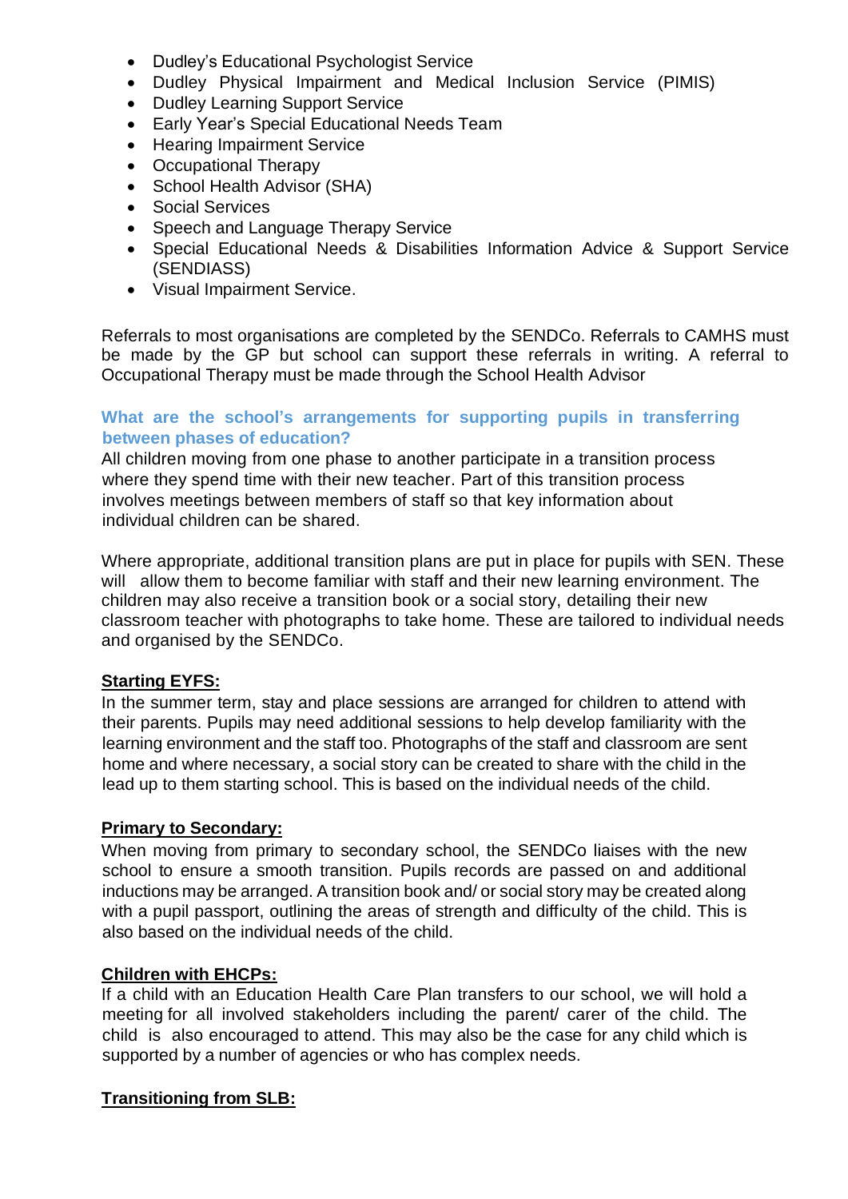- Dudley's Educational Psychologist Service
- Dudley Physical Impairment and Medical Inclusion Service (PIMIS)
- Dudley Learning Support Service
- Early Year's Special Educational Needs Team
- Hearing Impairment Service
- Occupational Therapy
- School Health Advisor (SHA)
- Social Services
- Speech and Language Therapy Service
- Special Educational Needs & Disabilities Information Advice & Support Service (SENDIASS)
- Visual Impairment Service.

Referrals to most organisations are completed by the SENDCo. Referrals to CAMHS must be made by the GP but school can support these referrals in writing. A referral to Occupational Therapy must be made through the School Health Advisor

### What are the school's arrangements for supporting pupils in transferring between phases of education?

All children moving from one phase to another participate in a transition process where they spend time with their new teacher. Part of this transition process involves meetings between members of staff so that key information about individual children can be shared.

Where appropriate, additional transition plans are put in place for pupils with SEN. These will allow them to become familiar with staff and their new learning environment. The children may also receive a transition book or a social story, detailing their new classroom teacher with photographs to take home. These are tailored to individual needs and organised by the SENDCo.

**Starting EYFS:**

In the summer term, stay and place sessions are arranged for children to attend with their parents. Pupils may need additional sessions to help develop familiarity with the learning environment and the staff too. Photographs of the staff and classroom are sent home and where necessary, a social story can be created to share with the child in the lead up to them starting school. This is based on the individual needs of the child.

**Primary to Secondary:**

When moving from primary to secondary school, the SENDCo liaises with the new school to ensure a smooth transition. Pupils records are passed on and additional inductions may be arranged. A transition book and/ or social story may be created along with a pupil passport, outlining the areas of strength and difficulty of the child. This is also based on the individual needs of the child.

**Children with EHCPs:**

If a child with an Education Health Care Plan transfers to our school, we will hold a meeting for all involved stakeholders including the parent/ carer of the child. The child is also encouraged to attend. This may also be the case for any child which is supported by a number of agencies or who has complex needs.

**Transitioning from SLB:**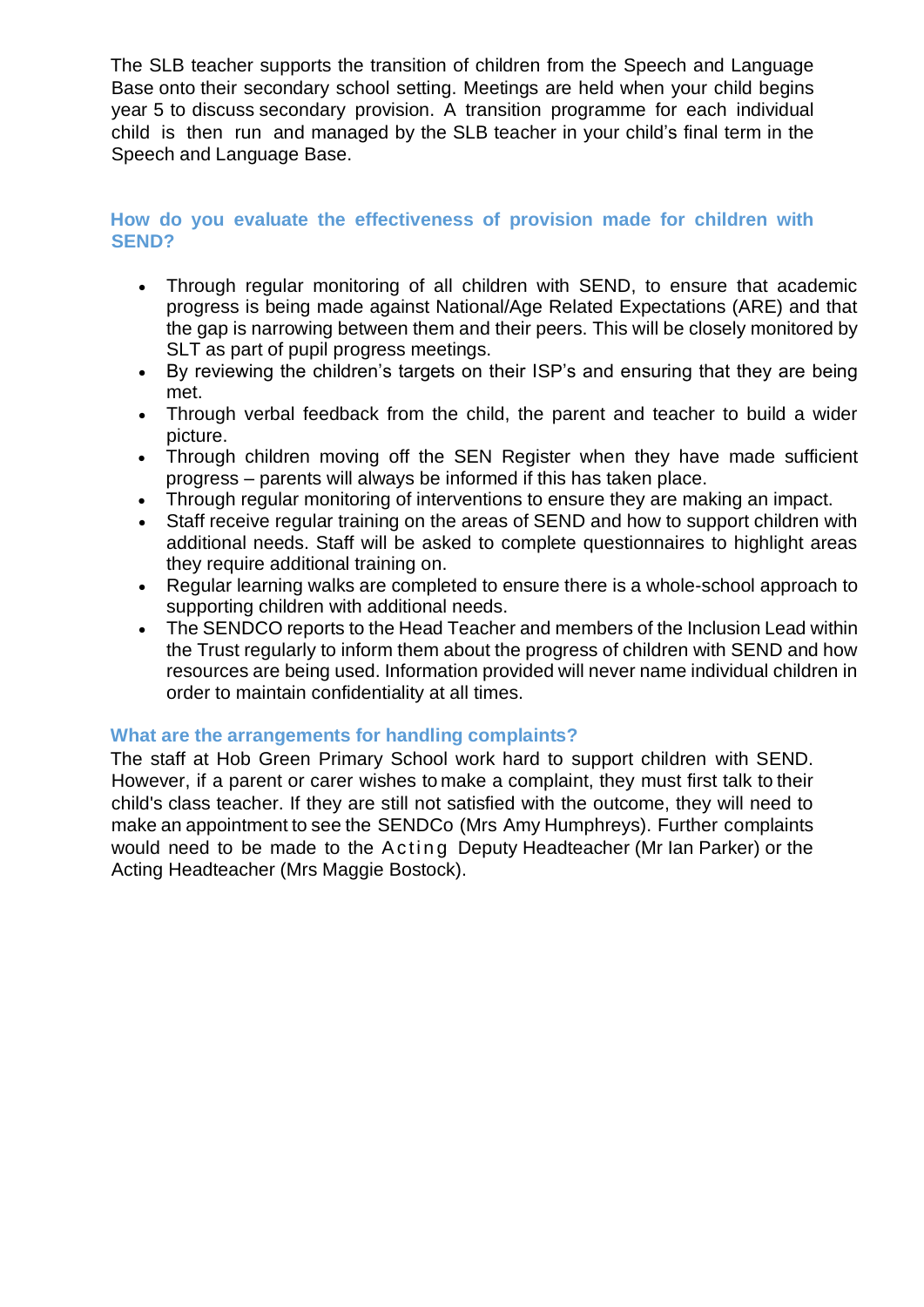The SLB teacher supports the transition of children from the Speech and Language Base onto their secondary school setting. Meetings are held when your child begins year 5 to discuss secondary provision. A transition programme for each individual child is then run and managed by the SLB teacher in your child's final term in the Speech and Language Base.

### How do you evaluate the effectiveness of provision made for children with SEND?

- Through regular monitoring of all children with SEND, to ensure that academic progress is being made against National/Age Related Expectations (ARE) and that the gap is narrowing between them and their peers. This will be closely monitored by SLT as part of pupil progress meetings.
- By reviewing the children's targets on their ISP's and ensuring that they are being met.
- Through verbal feedback from the child, the parent and teacher to build a wider picture.
- Through children moving off the SEN Register when they have made sufficient progress – parents will always be informed if this has taken place.
- Through regular monitoring of interventions to ensure they are making an impact.
- Staff receive regular training on the areas of SEND and how to support children with additional needs. Staff will be asked to complete questionnaires to highlight areas they require additional training on.
- Regular learning walks are completed to ensure there is a whole-school approach to supporting children with additional needs.
- The SENDCO reports to the Head Teacher and members of the Inclusion Lead within the Trust regularly to inform them about the progress of children with SEND and how resources are being used. Information provided will never name individual children in order to maintain confidentiality at all times.

### What are the arrangements for handling complaints?

The staff at Hob Green Primary School work hard to support children with SEND. However, if a parent or carer wishes to make a complaint, they must first talk to their child's class teacher. If they are still not satisfied with the outcome, they will need to make an appointment to see the SENDCo (Mrs Amy Humphreys). Further complaints would need to be made to the Acting Deputy Headteacher (Mr Ian Parker) or the Acting Headteacher (Mrs Maggie Bostock).